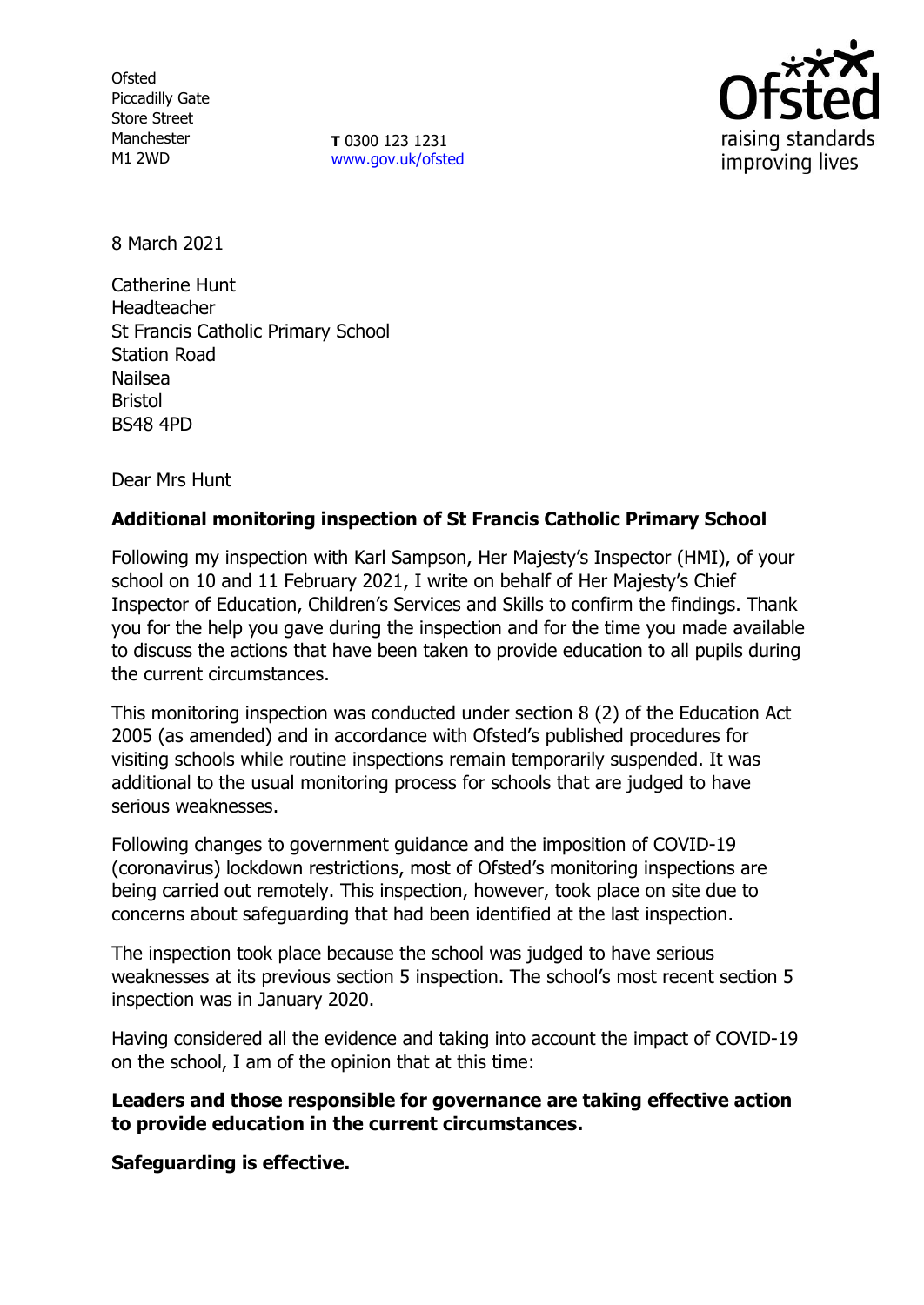Ofsted
Piccadilly Gate
Store Street
Manchester
M1 2WD

**T** 0300 123 1231
www.gov.uk/ofsted

8 March 2021

Catherine Hunt
Headteacher
St Francis Catholic Primary School
Station Road
Nailsea
Bristol
BS48 4PD

Dear Mrs Hunt

**Additional monitoring inspection of St Francis Catholic Primary School**

Following my inspection with Karl Sampson, Her Majesty's Inspector (HMI), of your school on 10 and 11 February 2021, I write on behalf of Her Majesty's Chief Inspector of Education, Children's Services and Skills to confirm the findings. Thank you for the help you gave during the inspection and for the time you made available to discuss the actions that have been taken to provide education to all pupils during the current circumstances.

This monitoring inspection was conducted under section 8 (2) of the Education Act 2005 (as amended) and in accordance with Ofsted's published procedures for visiting schools while routine inspections remain temporarily suspended. It was additional to the usual monitoring process for schools that are judged to have serious weaknesses.

Following changes to government guidance and the imposition of COVID-19 (coronavirus) lockdown restrictions, most of Ofsted's monitoring inspections are being carried out remotely. This inspection, however, took place on site due to concerns about safeguarding that had been identified at the last inspection.

The inspection took place because the school was judged to have serious weaknesses at its previous section 5 inspection. The school's most recent section 5 inspection was in January 2020.

Having considered all the evidence and taking into account the impact of COVID-19 on the school, I am of the opinion that at this time:

**Leaders and those responsible for governance are taking effective action to provide education in the current circumstances.**

**Safeguarding is effective.**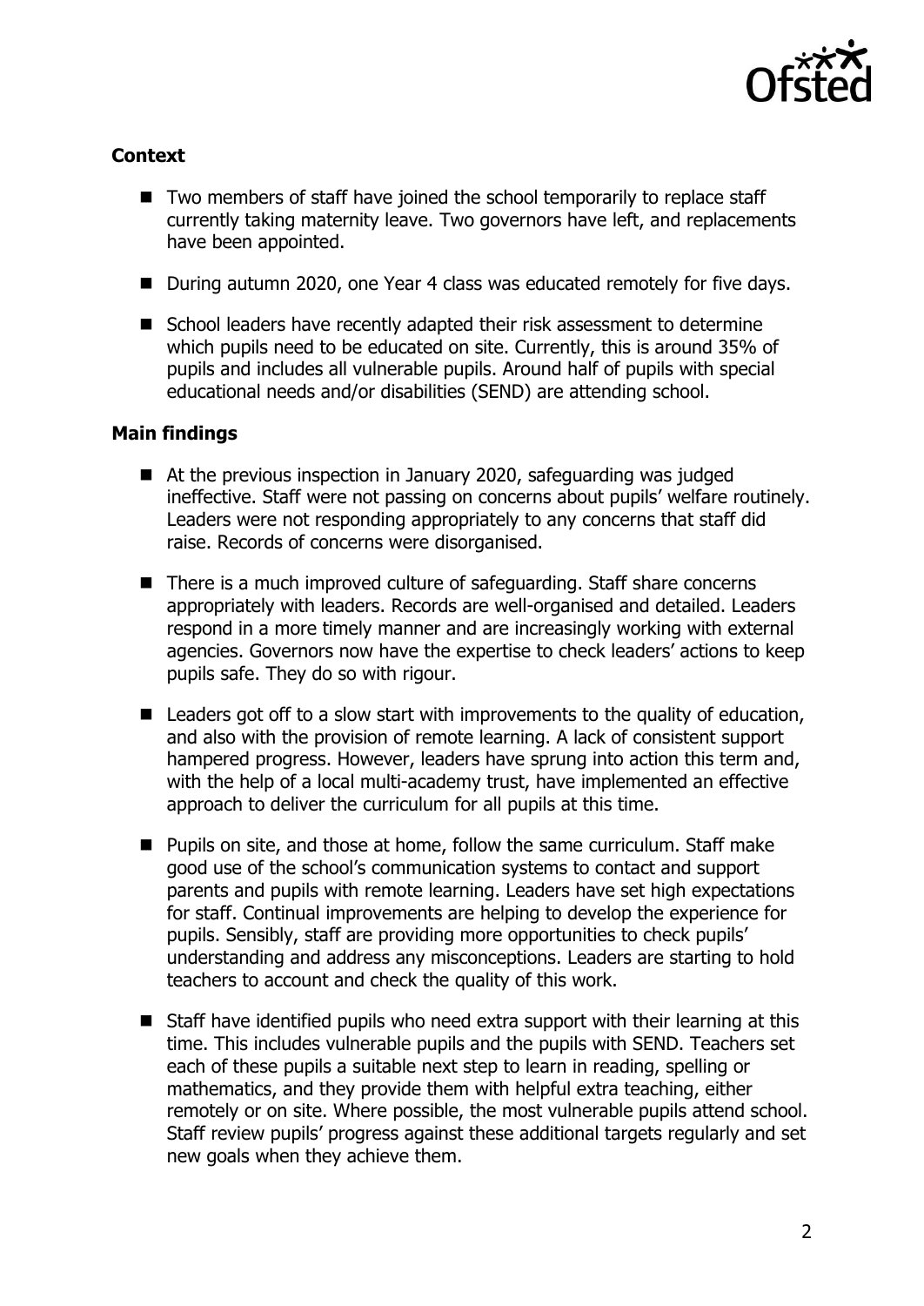## Context

- Two members of staff have joined the school temporarily to replace staff currently taking maternity leave. Two governors have left, and replacements have been appointed.
- During autumn 2020, one Year 4 class was educated remotely for five days.
- School leaders have recently adapted their risk assessment to determine which pupils need to be educated on site. Currently, this is around 35% of pupils and includes all vulnerable pupils. Around half of pupils with special educational needs and/or disabilities (SEND) are attending school.

## Main findings

- At the previous inspection in January 2020, safeguarding was judged ineffective. Staff were not passing on concerns about pupils' welfare routinely. Leaders were not responding appropriately to any concerns that staff did raise. Records of concerns were disorganised.
- There is a much improved culture of safeguarding. Staff share concerns appropriately with leaders. Records are well-organised and detailed. Leaders respond in a more timely manner and are increasingly working with external agencies. Governors now have the expertise to check leaders' actions to keep pupils safe. They do so with rigour.
- Leaders got off to a slow start with improvements to the quality of education, and also with the provision of remote learning. A lack of consistent support hampered progress. However, leaders have sprung into action this term and, with the help of a local multi-academy trust, have implemented an effective approach to deliver the curriculum for all pupils at this time.
- Pupils on site, and those at home, follow the same curriculum. Staff make good use of the school's communication systems to contact and support parents and pupils with remote learning. Leaders have set high expectations for staff. Continual improvements are helping to develop the experience for pupils. Sensibly, staff are providing more opportunities to check pupils' understanding and address any misconceptions. Leaders are starting to hold teachers to account and check the quality of this work.
- Staff have identified pupils who need extra support with their learning at this time. This includes vulnerable pupils and the pupils with SEND. Teachers set each of these pupils a suitable next step to learn in reading, spelling or mathematics, and they provide them with helpful extra teaching, either remotely or on site. Where possible, the most vulnerable pupils attend school. Staff review pupils' progress against these additional targets regularly and set new goals when they achieve them.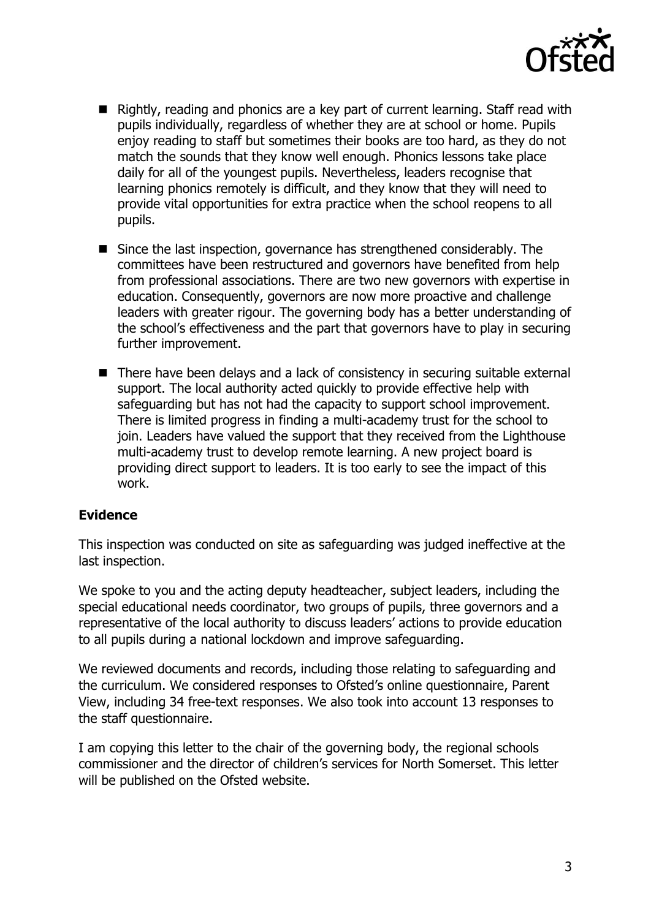- Rightly, reading and phonics are a key part of current learning. Staff read with pupils individually, regardless of whether they are at school or home. Pupils enjoy reading to staff but sometimes their books are too hard, as they do not match the sounds that they know well enough. Phonics lessons take place daily for all of the youngest pupils. Nevertheless, leaders recognise that learning phonics remotely is difficult, and they know that they will need to provide vital opportunities for extra practice when the school reopens to all pupils.
- Since the last inspection, governance has strengthened considerably. The committees have been restructured and governors have benefited from help from professional associations. There are two new governors with expertise in education. Consequently, governors are now more proactive and challenge leaders with greater rigour. The governing body has a better understanding of the school's effectiveness and the part that governors have to play in securing further improvement.
- There have been delays and a lack of consistency in securing suitable external support. The local authority acted quickly to provide effective help with safeguarding but has not had the capacity to support school improvement. There is limited progress in finding a multi-academy trust for the school to join. Leaders have valued the support that they received from the Lighthouse multi-academy trust to develop remote learning. A new project board is providing direct support to leaders. It is too early to see the impact of this work.

## Evidence

This inspection was conducted on site as safeguarding was judged ineffective at the last inspection.

We spoke to you and the acting deputy headteacher, subject leaders, including the special educational needs coordinator, two groups of pupils, three governors and a representative of the local authority to discuss leaders' actions to provide education to all pupils during a national lockdown and improve safeguarding.

We reviewed documents and records, including those relating to safeguarding and the curriculum. We considered responses to Ofsted's online questionnaire, Parent View, including 34 free-text responses. We also took into account 13 responses to the staff questionnaire.

I am copying this letter to the chair of the governing body, the regional schools commissioner and the director of children's services for North Somerset. This letter will be published on the Ofsted website.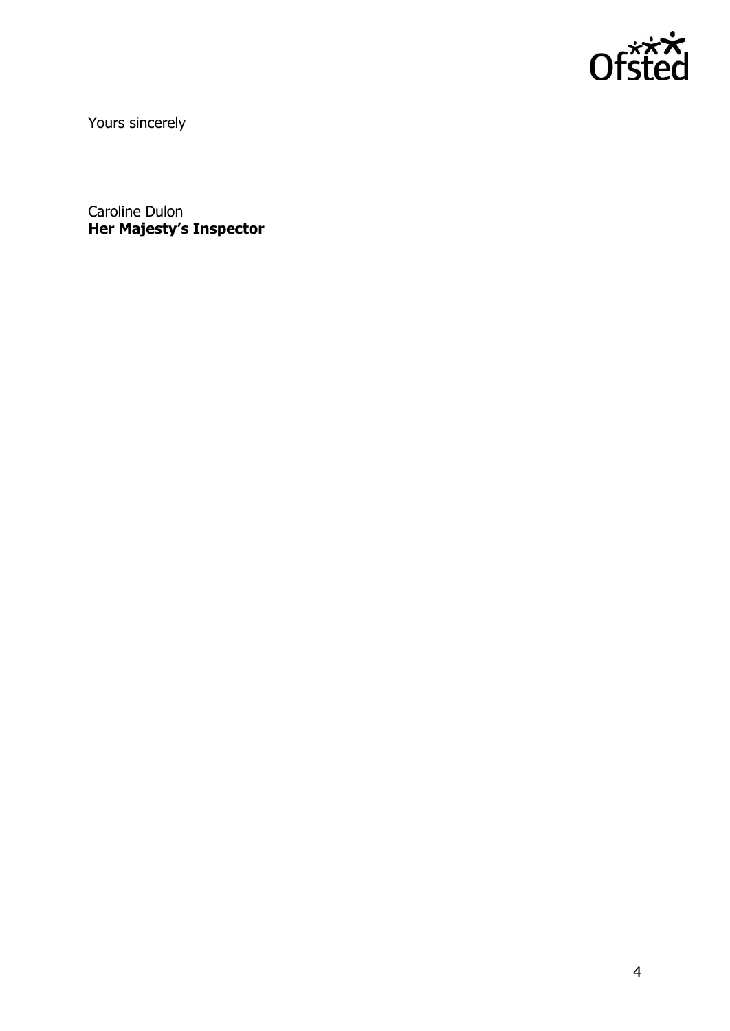Yours sincerely

Caroline Dulon
**Her Majesty's Inspector**